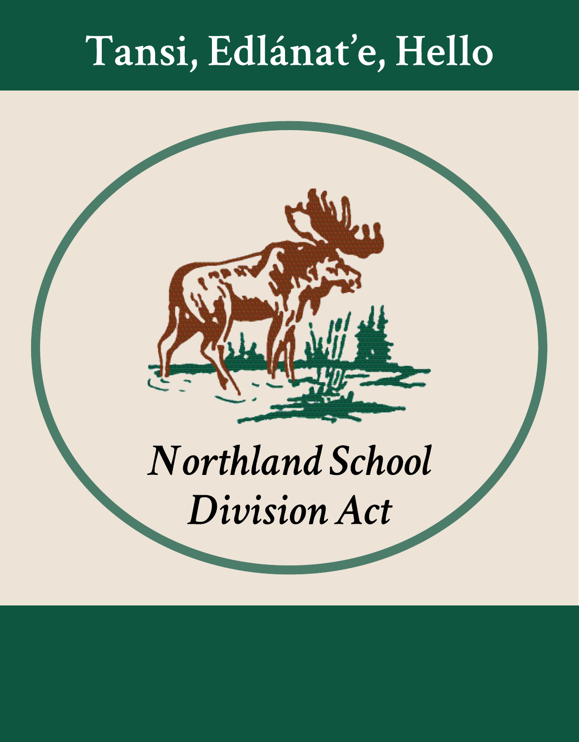# Tansi, Edlánat'e, Hello

*Northland School Division Act*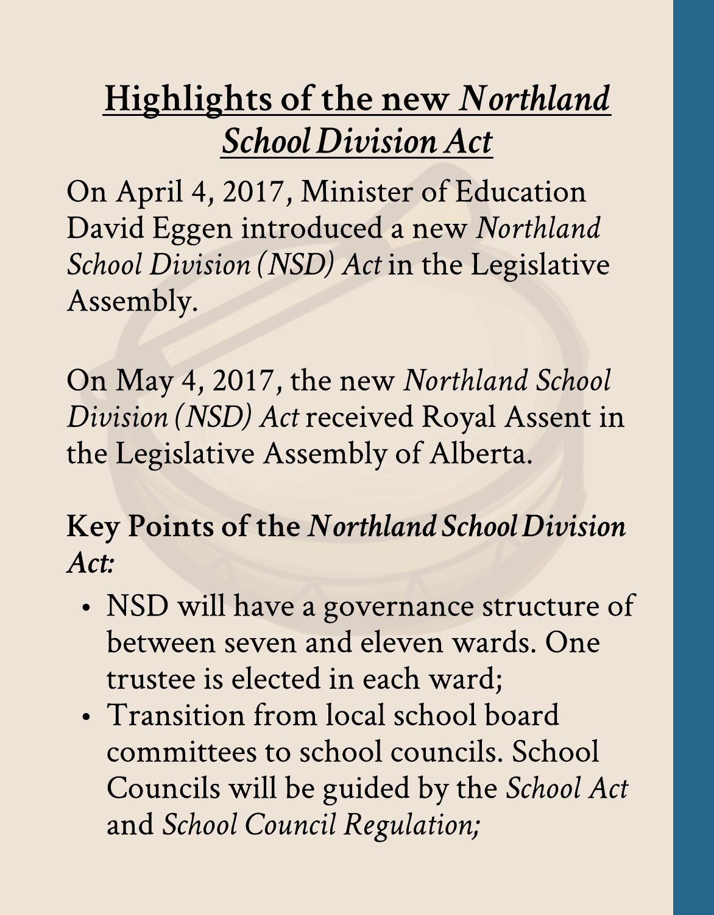# Highlights of the new *Northland School Division Act*

On April 4, 2017, Minister of Education David Eggen introduced a new *Northland School Division (NSD) Act* in the Legislative Assembly.

On May 4, 2017, the new *Northland School Division (NSD) Act* received Royal Assent in the Legislative Assembly of Alberta.

**Key Points of the *Northland School Division Act:***

- NSD will have a governance structure of between seven and eleven wards. One trustee is elected in each ward;
- Transition from local school board committees to school councils. School Councils will be guided by the *School Act* and *School Council Regulation;*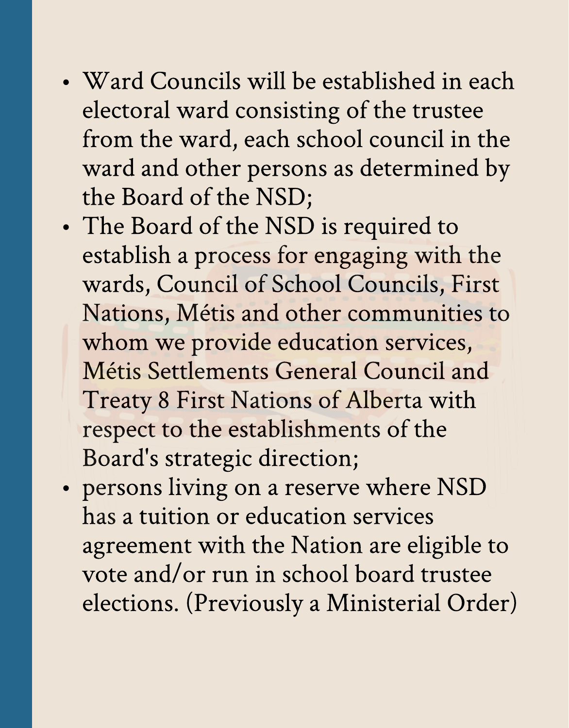- Ward Councils will be established in each electoral ward consisting of the trustee from the ward, each school council in the ward and other persons as determined by the Board of the NSD;
- The Board of the NSD is required to establish a process for engaging with the wards, Council of School Councils, First Nations, Métis and other communities to whom we provide education services, Métis Settlements General Council and Treaty 8 First Nations of Alberta with respect to the establishments of the Board's strategic direction;
- persons living on a reserve where NSD has a tuition or education services agreement with the Nation are eligible to vote and/or run in school board trustee elections. (Previously a Ministerial Order)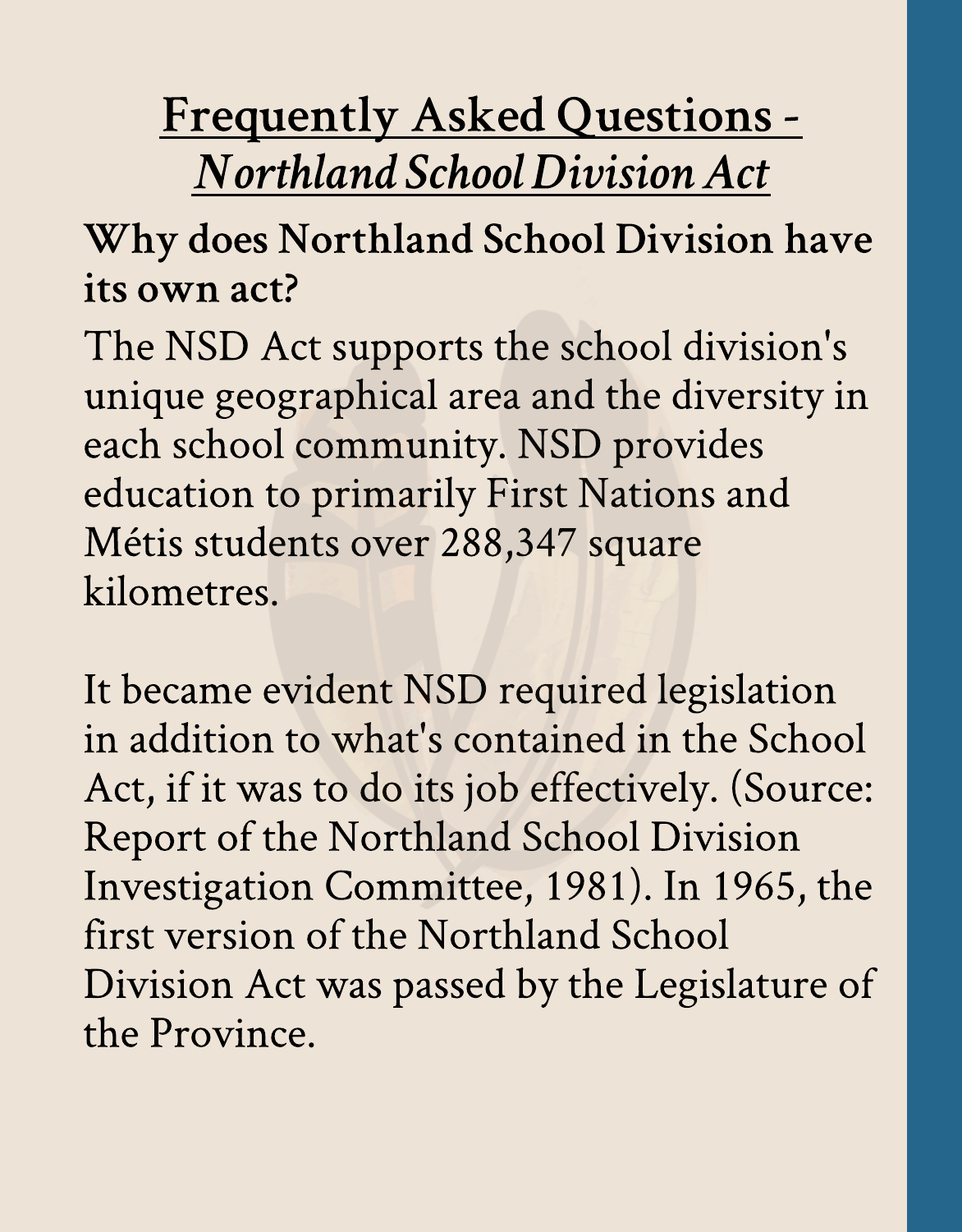# Frequently Asked Questions - *Northland School Division Act*

## Why does Northland School Division have its own act?

The NSD Act supports the school division's unique geographical area and the diversity in each school community. NSD provides education to primarily First Nations and Métis students over 288,347 square kilometres.

It became evident NSD required legislation in addition to what's contained in the School Act, if it was to do its job effectively. (Source: Report of the Northland School Division Investigation Committee, 1981). In 1965, the first version of the Northland School Division Act was passed by the Legislature of the Province.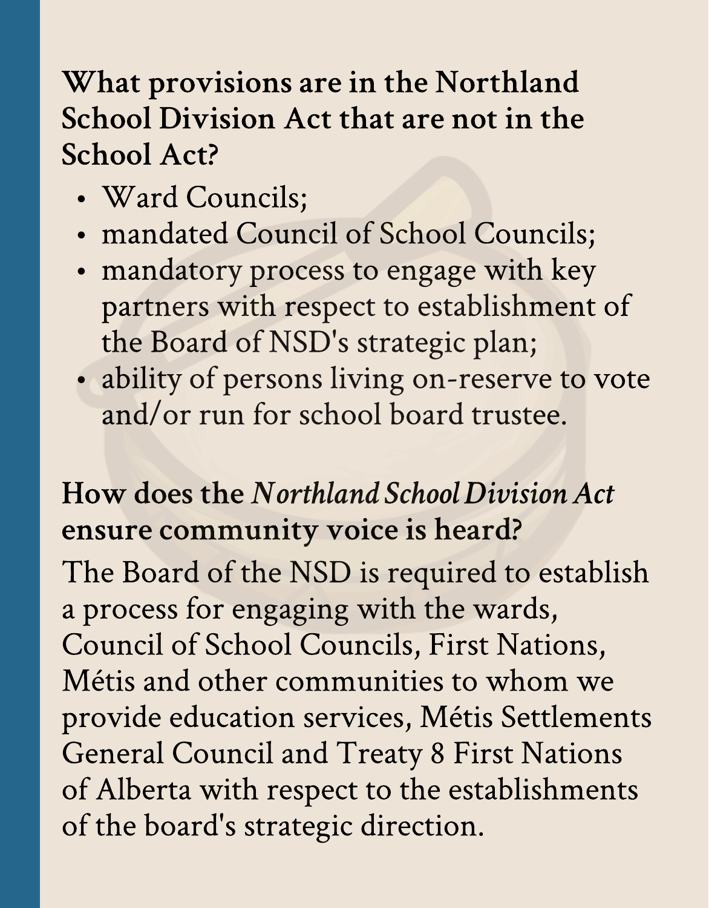## What provisions are in the Northland School Division Act that are not in the School Act?

- Ward Councils;
- mandated Council of School Councils;
- mandatory process to engage with key partners with respect to establishment of the Board of NSD's strategic plan;
- ability of persons living on-reserve to vote and/or run for school board trustee.

## How does the *Northland School Division Act* ensure community voice is heard?

The Board of the NSD is required to establish a process for engaging with the wards, Council of School Councils, First Nations, Métis and other communities to whom we provide education services, Métis Settlements General Council and Treaty 8 First Nations of Alberta with respect to the establishments of the board's strategic direction.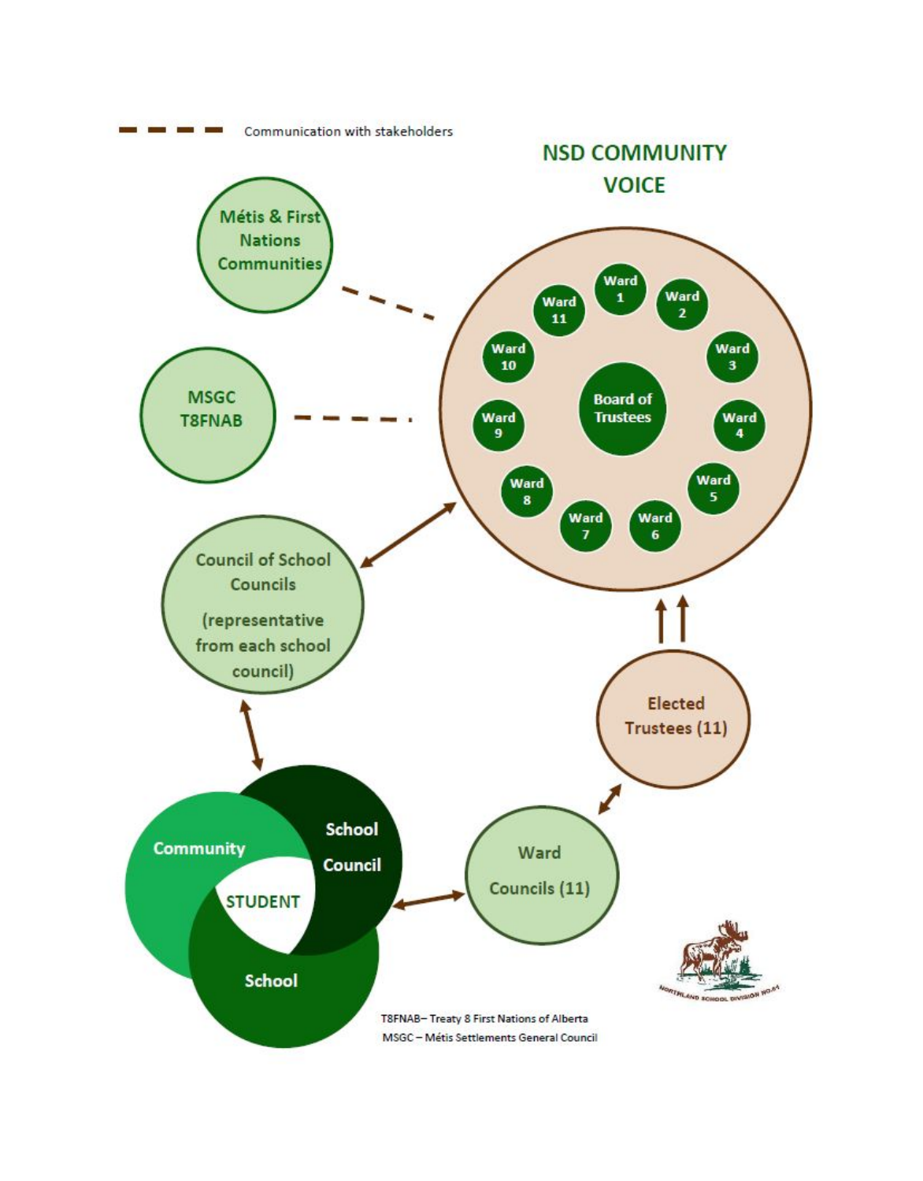Communication with stakeholders

## NSD COMMUNITY VOICE

Métis & First Nations Communities

MSGC T8FNAB

Board of Trustees

Ward 1, Ward 2, Ward 3, Ward 4, Ward 5, Ward 6, Ward 7, Ward 8, Ward 9, Ward 10, Ward 11

Council of School Councils (representative from each school council)

Elected Trustees (11)

Community

School Council

STUDENT

School

Ward Councils (11)

T8FNAB– Treaty 8 First Nations of Alberta

MSGC – Métis Settlements General Council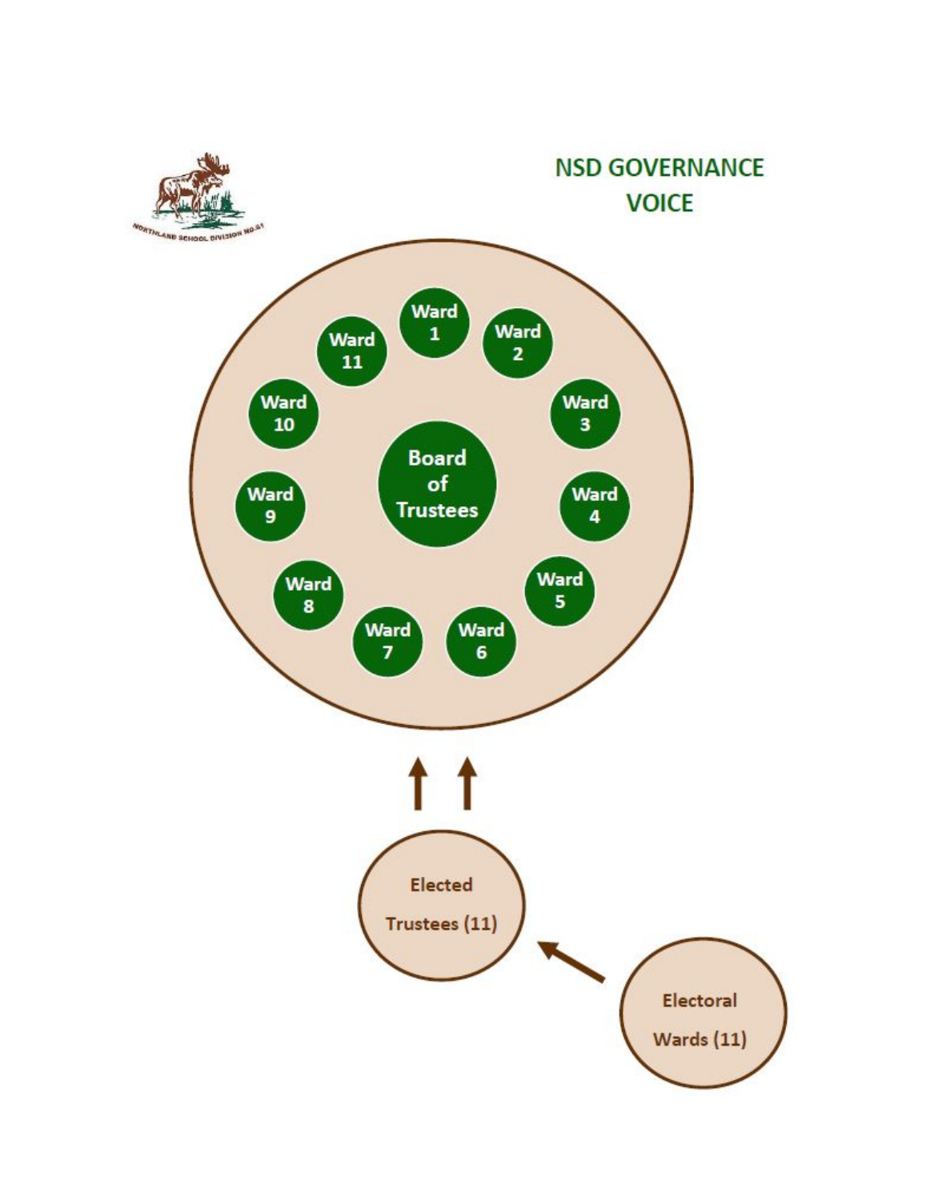# NSD GOVERNANCE VOICE

Board of Trustees

Ward 1

Ward 2

Ward 3

Ward 4

Ward 5

Ward 6

Ward 7

Ward 8

Ward 9

Ward 10

Ward 11

Elected Trustees (11)

Electoral Wards (11)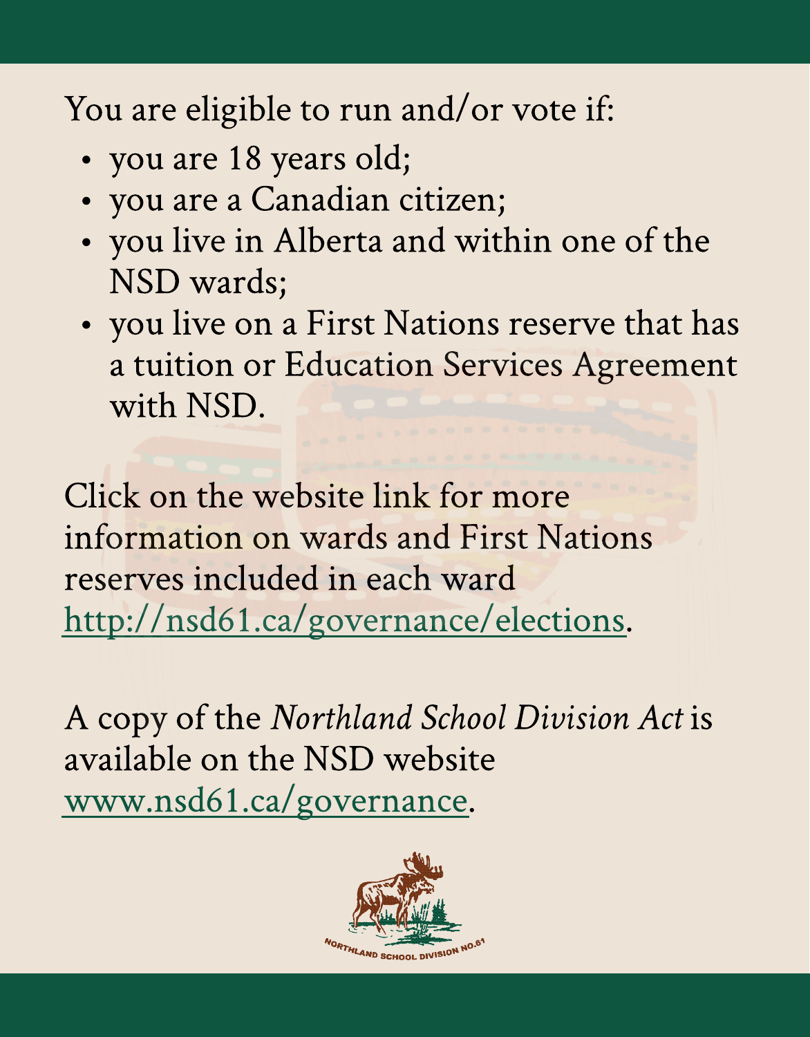You are eligible to run and/or vote if:

- you are 18 years old;
- you are a Canadian citizen;
- you live in Alberta and within one of the NSD wards;
- you live on a First Nations reserve that has a tuition or Education Services Agreement with NSD.

Click on the website link for more information on wards and First Nations reserves included in each ward http://nsd61.ca/governance/elections.

A copy of the *Northland School Division Act* is available on the NSD website www.nsd61.ca/governance.

NORTHLAND SCHOOL DIVISION NO.61